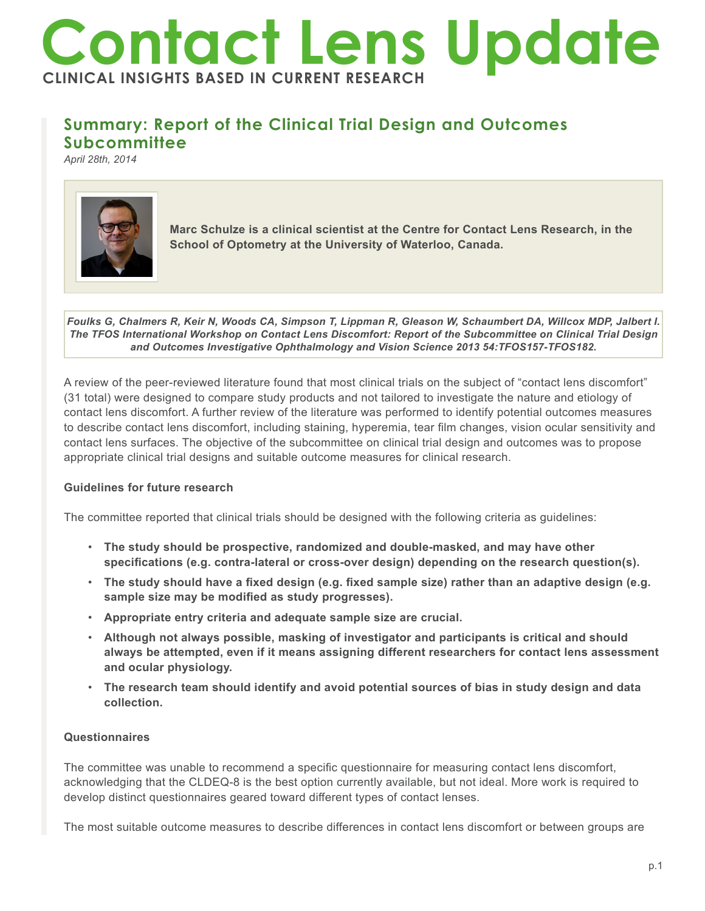# Contact Lens Update

**CLINICAL INSIGHTS BASED IN CURRENT RESEARCH**

## Summary: Report of the Clinical Trial Design and Outcomes Subcommittee

*April 28th, 2014*

**Marc Schulze is a clinical scientist at the Centre for Contact Lens Research, in the School of Optometry at the University of Waterloo, Canada.**

***Foulks G, Chalmers R, Keir N, Woods CA, Simpson T, Lippman R, Gleason W, Schaumbert DA, Willcox MDP, Jalbert I. The TFOS International Workshop on Contact Lens Discomfort: Report of the Subcommittee on Clinical Trial Design and Outcomes Investigative Ophthalmology and Vision Science 2013 54:TFOS157-TFOS182.***

A review of the peer-reviewed literature found that most clinical trials on the subject of "contact lens discomfort" (31 total) were designed to compare study products and not tailored to investigate the nature and etiology of contact lens discomfort. A further review of the literature was performed to identify potential outcomes measures to describe contact lens discomfort, including staining, hyperemia, tear film changes, vision ocular sensitivity and contact lens surfaces. The objective of the subcommittee on clinical trial design and outcomes was to propose appropriate clinical trial designs and suitable outcome measures for clinical research.

**Guidelines for future research**

The committee reported that clinical trials should be designed with the following criteria as guidelines:

- **The study should be prospective, randomized and double-masked, and may have other specifications (e.g. contra-lateral or cross-over design) depending on the research question(s).**
- **The study should have a fixed design (e.g. fixed sample size) rather than an adaptive design (e.g. sample size may be modified as study progresses).**
- **Appropriate entry criteria and adequate sample size are crucial.**
- **Although not always possible, masking of investigator and participants is critical and should always be attempted, even if it means assigning different researchers for contact lens assessment and ocular physiology.**
- **The research team should identify and avoid potential sources of bias in study design and data collection.**

**Questionnaires**

The committee was unable to recommend a specific questionnaire for measuring contact lens discomfort, acknowledging that the CLDEQ-8 is the best option currently available, but not ideal. More work is required to develop distinct questionnaires geared toward different types of contact lenses.

The most suitable outcome measures to describe differences in contact lens discomfort or between groups are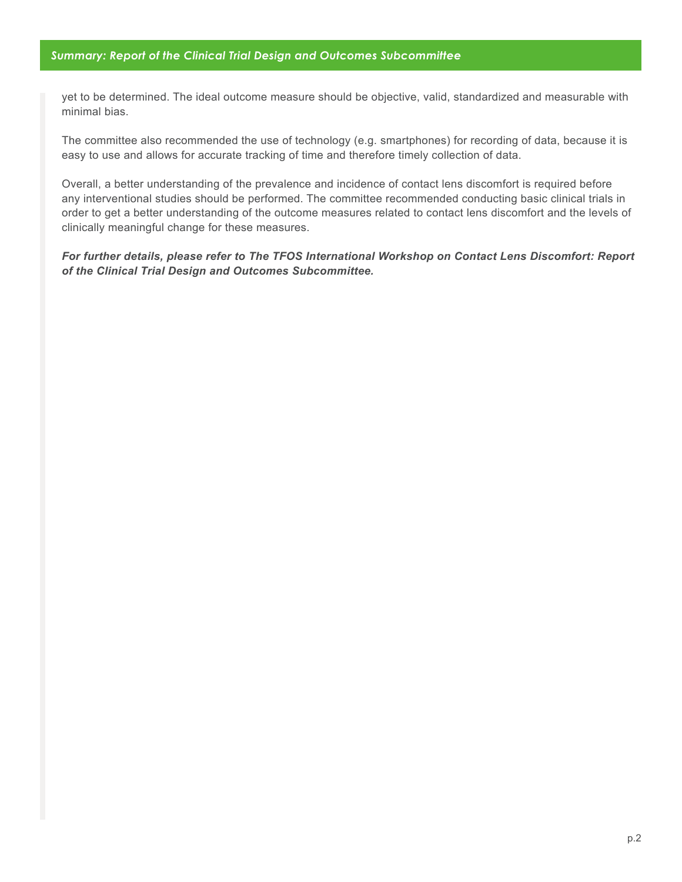yet to be determined. The ideal outcome measure should be objective, valid, standardized and measurable with minimal bias.

The committee also recommended the use of technology (e.g. smartphones) for recording of data, because it is easy to use and allows for accurate tracking of time and therefore timely collection of data.

Overall, a better understanding of the prevalence and incidence of contact lens discomfort is required before any interventional studies should be performed. The committee recommended conducting basic clinical trials in order to get a better understanding of the outcome measures related to contact lens discomfort and the levels of clinically meaningful change for these measures.

***For further details, please refer to The TFOS International Workshop on Contact Lens Discomfort: Report of the Clinical Trial Design and Outcomes Subcommittee.***